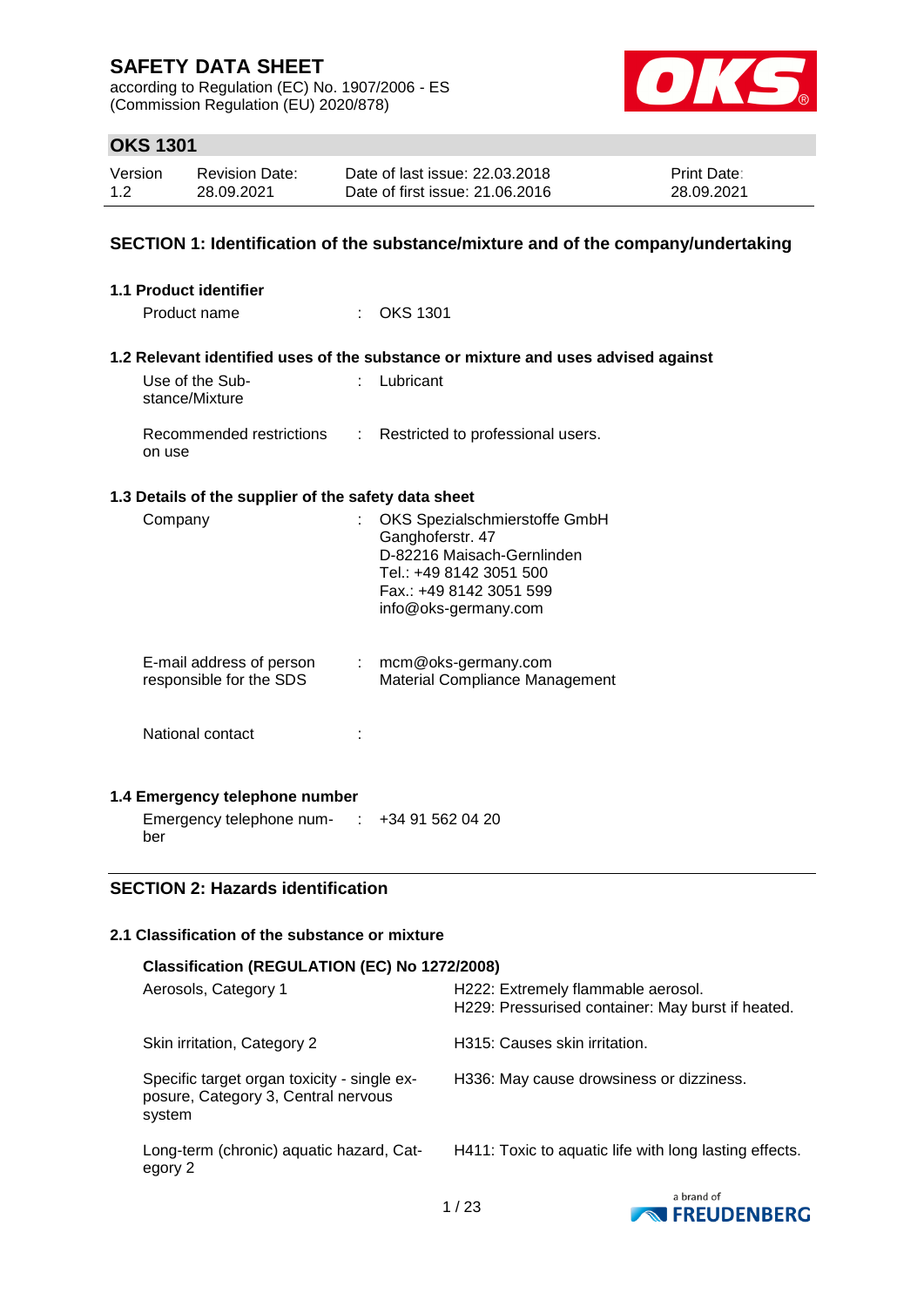# SAFETY DATA SHEET

according to Regulation (EC) No. 1907/2006 - ES
(Commission Regulation (EU) 2020/878)

## OKS 1301

| Version | Revision Date: | Date of last issue: 22.03.2018 | Print Date: |
|---|---|---|---|
| 1.2 | 28.09.2021 | Date of first issue: 21.06.2016 | 28.09.2021 |

## SECTION 1: Identification of the substance/mixture and of the company/undertaking

### 1.1 Product identifier

Product name : OKS 1301

### 1.2 Relevant identified uses of the substance or mixture and uses advised against

Use of the Substance/Mixture : Lubricant

Recommended restrictions on use : Restricted to professional users.

### 1.3 Details of the supplier of the safety data sheet

Company : OKS Spezialschmierstoffe GmbH
Ganghoferstr. 47
D-82216 Maisach-Gernlinden
Tel.: +49 8142 3051 500
Fax.: +49 8142 3051 599
info@oks-germany.com

E-mail address of person responsible for the SDS : mcm@oks-germany.com
Material Compliance Management

National contact :

### 1.4 Emergency telephone number

Emergency telephone number : +34 91 562 04 20

## SECTION 2: Hazards identification

### 2.1 Classification of the substance or mixture

**Classification (REGULATION (EC) No 1272/2008)**

| | |
|---|---|
| Aerosols, Category 1 | H222: Extremely flammable aerosol.<br>H229: Pressurised container: May burst if heated. |
| Skin irritation, Category 2 | H315: Causes skin irritation. |
| Specific target organ toxicity - single exposure, Category 3, Central nervous system | H336: May cause drowsiness or dizziness. |
| Long-term (chronic) aquatic hazard, Category 2 | H411: Toxic to aquatic life with long lasting effects. |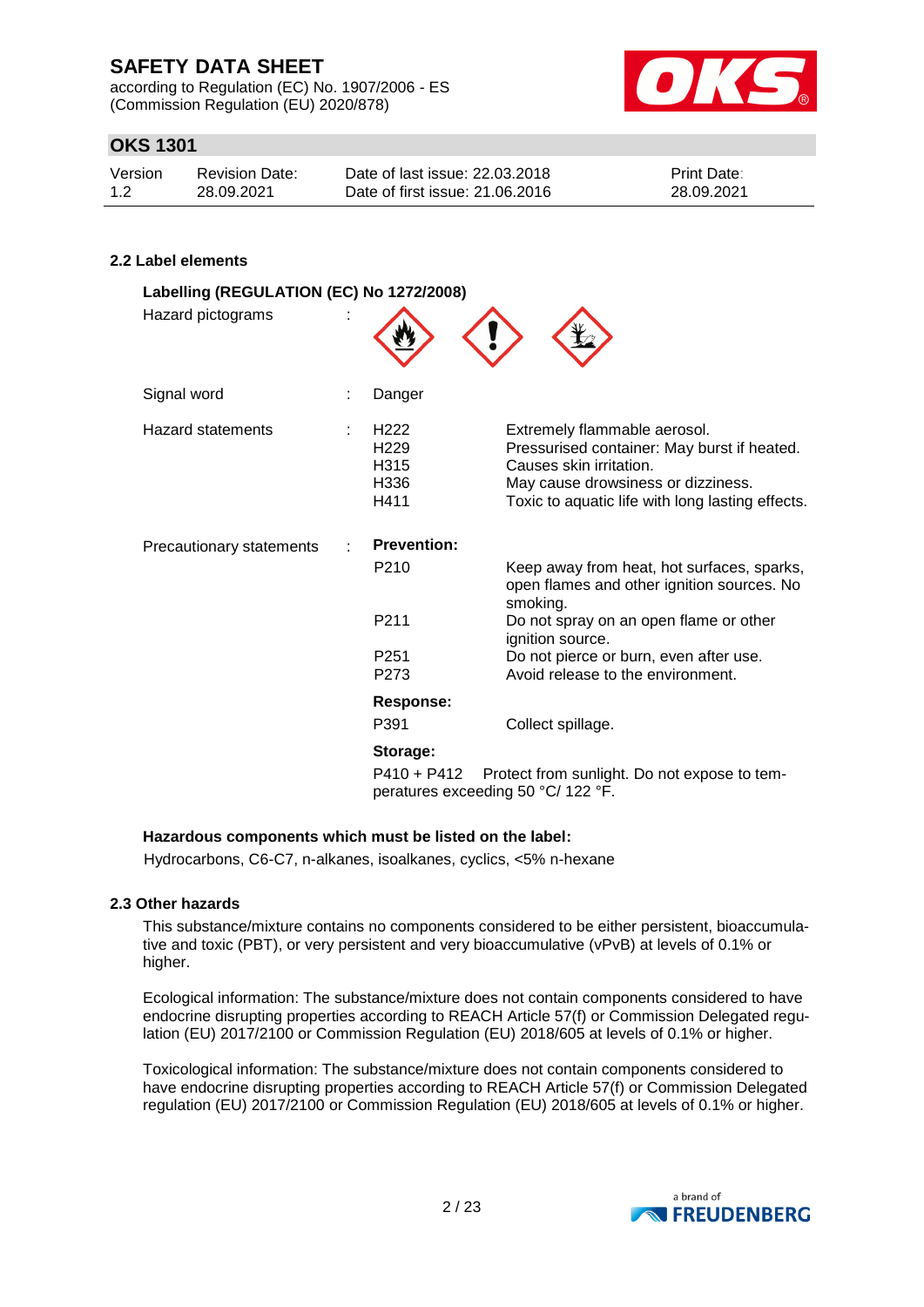### 2.2 Label elements

**Labelling (REGULATION (EC) No 1272/2008)**

Hazard pictograms :

Signal word : Danger

Hazard statements :

| | |
|---|---|
| H222 | Extremely flammable aerosol. |
| H229 | Pressurised container: May burst if heated. |
| H315 | Causes skin irritation. |
| H336 | May cause drowsiness or dizziness. |
| H411 | Toxic to aquatic life with long lasting effects. |

Precautionary statements :

**Prevention:**

| | |
|---|---|
| P210 | Keep away from heat, hot surfaces, sparks, open flames and other ignition sources. No smoking. |
| P211 | Do not spray on an open flame or other ignition source. |
| P251 | Do not pierce or burn, even after use. |
| P273 | Avoid release to the environment. |

**Response:**

| | |
|---|---|
| P391 | Collect spillage. |

**Storage:**

P410 + P412 Protect from sunlight. Do not expose to temperatures exceeding 50 °C/ 122 °F.

**Hazardous components which must be listed on the label:**

Hydrocarbons, C6-C7, n-alkanes, isoalkanes, cyclics, <5% n-hexane

### 2.3 Other hazards

This substance/mixture contains no components considered to be either persistent, bioaccumulative and toxic (PBT), or very persistent and very bioaccumulative (vPvB) at levels of 0.1% or higher.

Ecological information: The substance/mixture does not contain components considered to have endocrine disrupting properties according to REACH Article 57(f) or Commission Delegated regulation (EU) 2017/2100 or Commission Regulation (EU) 2018/605 at levels of 0.1% or higher.

Toxicological information: The substance/mixture does not contain components considered to have endocrine disrupting properties according to REACH Article 57(f) or Commission Delegated regulation (EU) 2017/2100 or Commission Regulation (EU) 2018/605 at levels of 0.1% or higher.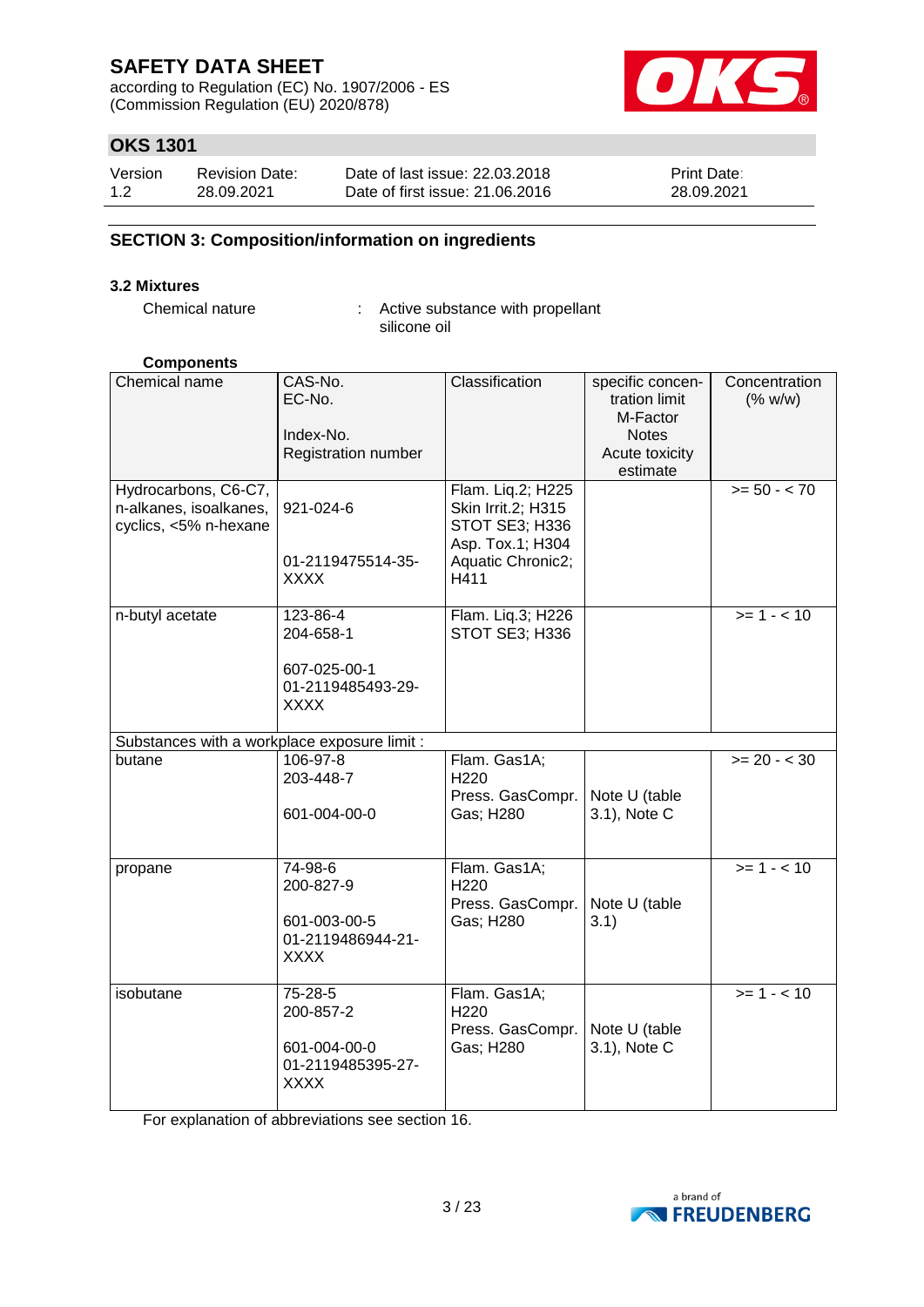## SECTION 3: Composition/information on ingredients

### 3.2 Mixtures

Chemical nature : Active substance with propellant silicone oil

**Components**

| Chemical name | CAS-No. EC-No. Index-No. Registration number | Classification | specific concentration limit M-Factor Notes Acute toxicity estimate | Concentration (% w/w) |
|---|---|---|---|---|
| Hydrocarbons, C6-C7, n-alkanes, isoalkanes, cyclics, <5% n-hexane | 921-024-6<br><br>01-2119475514-35-XXXX | Flam. Liq.2; H225<br>Skin Irrit.2; H315<br>STOT SE3; H336<br>Asp. Tox.1; H304<br>Aquatic Chronic2; H411 | | >= 50 - < 70 |
| n-butyl acetate | 123-86-4<br>204-658-1<br><br>607-025-00-1<br>01-2119485493-29-XXXX | Flam. Liq.3; H226<br>STOT SE3; H336 | | >= 1 - < 10 |
| Substances with a workplace exposure limit : | | | | |
| butane | 106-97-8<br>203-448-7<br><br>601-004-00-0 | Flam. Gas1A; H220<br>Press. GasCompr. Gas; H280 | Note U (table 3.1), Note C | >= 20 - < 30 |
| propane | 74-98-6<br>200-827-9<br><br>601-003-00-5<br>01-2119486944-21-XXXX | Flam. Gas1A; H220<br>Press. GasCompr. Gas; H280 | Note U (table 3.1) | >= 1 - < 10 |
| isobutane | 75-28-5<br>200-857-2<br><br>601-004-00-0<br>01-2119485395-27-XXXX | Flam. Gas1A; H220<br>Press. GasCompr. Gas; H280 | Note U (table 3.1), Note C | >= 1 - < 10 |

For explanation of abbreviations see section 16.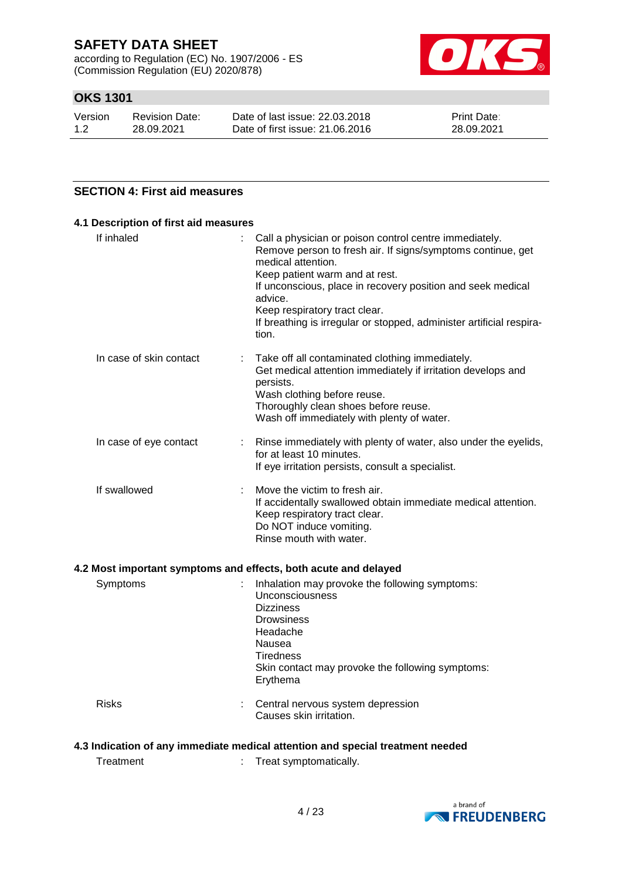## SECTION 4: First aid measures

### 4.1 Description of first aid measures

| | |
|---|---|
| If inhaled | : Call a physician or poison control centre immediately.<br>Remove person to fresh air. If signs/symptoms continue, get medical attention.<br>Keep patient warm and at rest.<br>If unconscious, place in recovery position and seek medical advice.<br>Keep respiratory tract clear.<br>If breathing is irregular or stopped, administer artificial respiration. |
| In case of skin contact | : Take off all contaminated clothing immediately.<br>Get medical attention immediately if irritation develops and persists.<br>Wash clothing before reuse.<br>Thoroughly clean shoes before reuse.<br>Wash off immediately with plenty of water. |
| In case of eye contact | : Rinse immediately with plenty of water, also under the eyelids, for at least 10 minutes.<br>If eye irritation persists, consult a specialist. |
| If swallowed | : Move the victim to fresh air.<br>If accidentally swallowed obtain immediate medical attention.<br>Keep respiratory tract clear.<br>Do NOT induce vomiting.<br>Rinse mouth with water. |

### 4.2 Most important symptoms and effects, both acute and delayed

| | |
|---|---|
| Symptoms | : Inhalation may provoke the following symptoms:<br>Unconsciousness<br>Dizziness<br>Drowsiness<br>Headache<br>Nausea<br>Tiredness<br>Skin contact may provoke the following symptoms:<br>Erythema |
| Risks | : Central nervous system depression<br>Causes skin irritation. |

### 4.3 Indication of any immediate medical attention and special treatment needed

| | |
|---|---|
| Treatment | : Treat symptomatically. |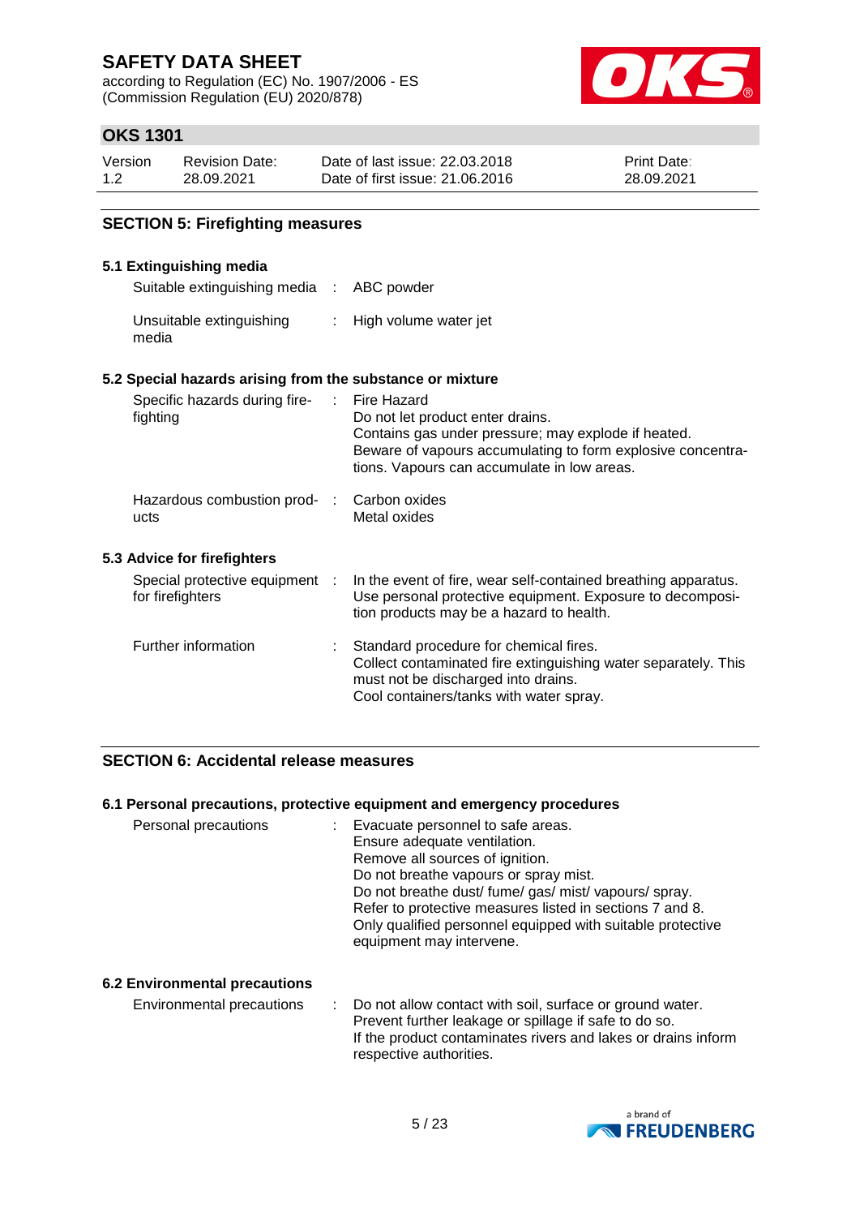## SECTION 5: Firefighting measures

### 5.1 Extinguishing media

| | | |
|---|---|---|
| Suitable extinguishing media | : | ABC powder |
| Unsuitable extinguishing media | : | High volume water jet |

### 5.2 Special hazards arising from the substance or mixture

| | | |
|---|---|---|
| Specific hazards during fire-fighting | : | Fire Hazard<br>Do not let product enter drains.<br>Contains gas under pressure; may explode if heated.<br>Beware of vapours accumulating to form explosive concentrations. Vapours can accumulate in low areas. |
| Hazardous combustion products | : | Carbon oxides<br>Metal oxides |

### 5.3 Advice for firefighters

| | | |
|---|---|---|
| Special protective equipment for firefighters | : | In the event of fire, wear self-contained breathing apparatus. Use personal protective equipment. Exposure to decomposition products may be a hazard to health. |
| Further information | : | Standard procedure for chemical fires.<br>Collect contaminated fire extinguishing water separately. This must not be discharged into drains.<br>Cool containers/tanks with water spray. |

## SECTION 6: Accidental release measures

### 6.1 Personal precautions, protective equipment and emergency procedures

| | | |
|---|---|---|
| Personal precautions | : | Evacuate personnel to safe areas.<br>Ensure adequate ventilation.<br>Remove all sources of ignition.<br>Do not breathe vapours or spray mist.<br>Do not breathe dust/ fume/ gas/ mist/ vapours/ spray.<br>Refer to protective measures listed in sections 7 and 8.<br>Only qualified personnel equipped with suitable protective equipment may intervene. |

### 6.2 Environmental precautions

| | | |
|---|---|---|
| Environmental precautions | : | Do not allow contact with soil, surface or ground water.<br>Prevent further leakage or spillage if safe to do so.<br>If the product contaminates rivers and lakes or drains inform respective authorities. |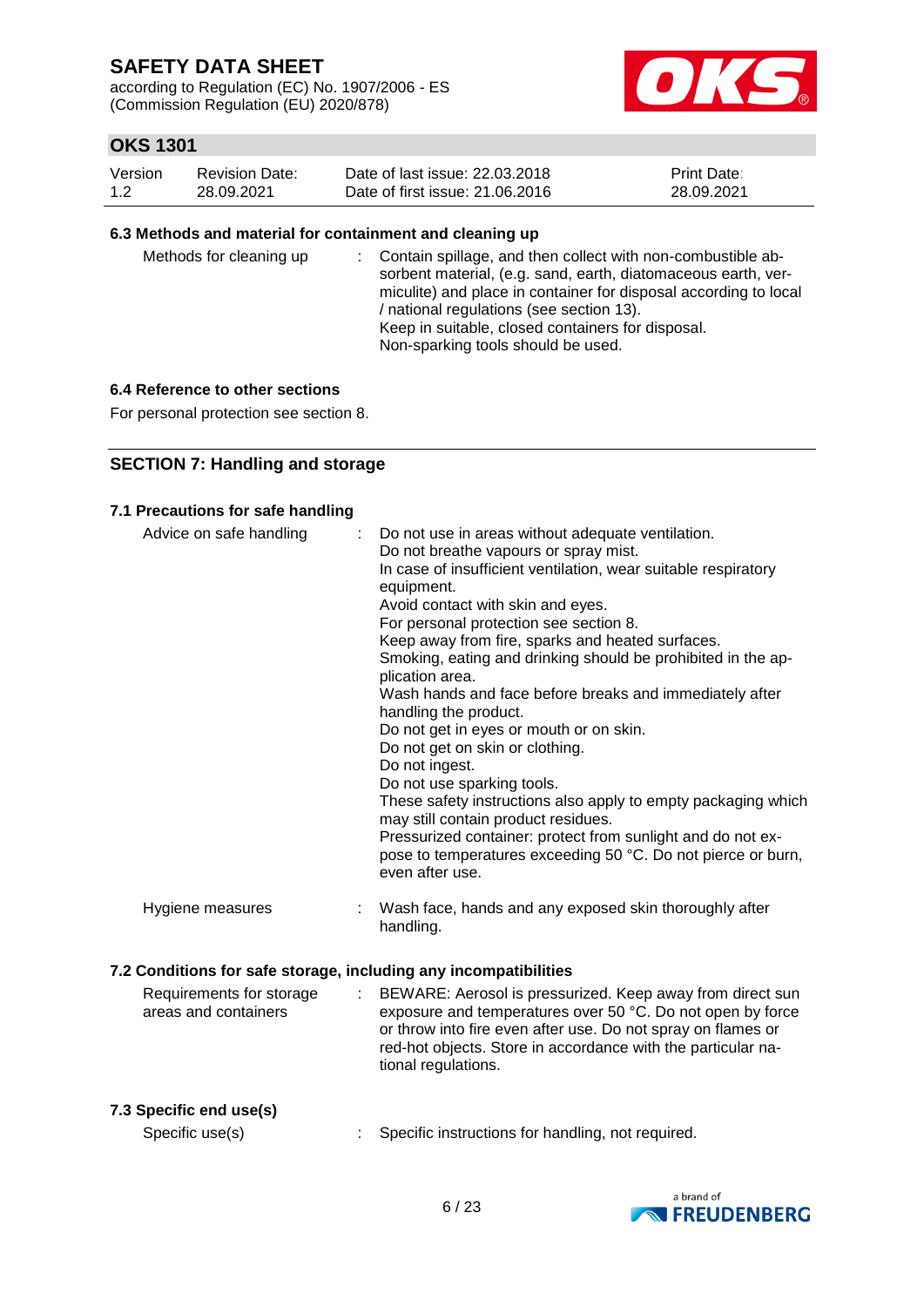### 6.3 Methods and material for containment and cleaning up

| | | |
|---|---|---|
| Methods for cleaning up | : | Contain spillage, and then collect with non-combustible absorbent material, (e.g. sand, earth, diatomaceous earth, vermiculite) and place in container for disposal according to local / national regulations (see section 13).<br>Keep in suitable, closed containers for disposal.<br>Non-sparking tools should be used. |

### 6.4 Reference to other sections

For personal protection see section 8.

## SECTION 7: Handling and storage

### 7.1 Precautions for safe handling

| | | |
|---|---|---|
| Advice on safe handling | : | Do not use in areas without adequate ventilation.<br>Do not breathe vapours or spray mist.<br>In case of insufficient ventilation, wear suitable respiratory equipment.<br>Avoid contact with skin and eyes.<br>For personal protection see section 8.<br>Keep away from fire, sparks and heated surfaces.<br>Smoking, eating and drinking should be prohibited in the application area.<br>Wash hands and face before breaks and immediately after handling the product.<br>Do not get in eyes or mouth or on skin.<br>Do not get on skin or clothing.<br>Do not ingest.<br>Do not use sparking tools.<br>These safety instructions also apply to empty packaging which may still contain product residues.<br>Pressurized container: protect from sunlight and do not expose to temperatures exceeding 50 °C. Do not pierce or burn, even after use. |
| Hygiene measures | : | Wash face, hands and any exposed skin thoroughly after handling. |

### 7.2 Conditions for safe storage, including any incompatibilities

| | | |
|---|---|---|
| Requirements for storage areas and containers | : | BEWARE: Aerosol is pressurized. Keep away from direct sun exposure and temperatures over 50 °C. Do not open by force or throw into fire even after use. Do not spray on flames or red-hot objects. Store in accordance with the particular national regulations. |

### 7.3 Specific end use(s)

| | | |
|---|---|---|
| Specific use(s) | : | Specific instructions for handling, not required. |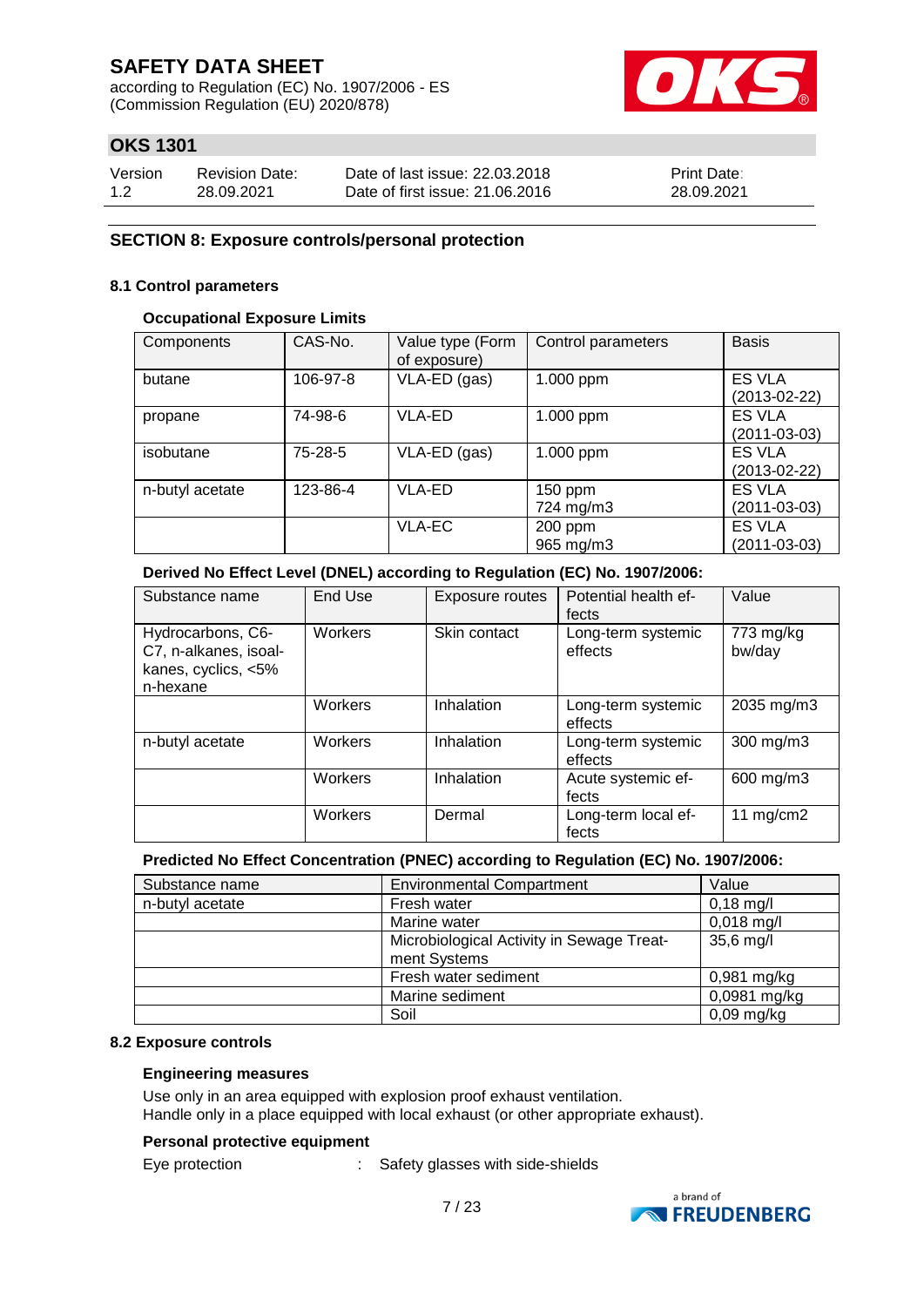## SECTION 8: Exposure controls/personal protection

### 8.1 Control parameters

#### Occupational Exposure Limits

| Components | CAS-No. | Value type (Form of exposure) | Control parameters | Basis |
|---|---|---|---|---|
| butane | 106-97-8 | VLA-ED (gas) | 1.000 ppm | ES VLA (2013-02-22) |
| propane | 74-98-6 | VLA-ED | 1.000 ppm | ES VLA (2011-03-03) |
| isobutane | 75-28-5 | VLA-ED (gas) | 1.000 ppm | ES VLA (2013-02-22) |
| n-butyl acetate | 123-86-4 | VLA-ED | 150 ppm<br>724 mg/m3 | ES VLA (2011-03-03) |
| | | VLA-EC | 200 ppm<br>965 mg/m3 | ES VLA (2011-03-03) |

#### Derived No Effect Level (DNEL) according to Regulation (EC) No. 1907/2006:

| Substance name | End Use | Exposure routes | Potential health effects | Value |
|---|---|---|---|---|
| Hydrocarbons, C6-C7, n-alkanes, isoalkanes, cyclics, <5% n-hexane | Workers | Skin contact | Long-term systemic effects | 773 mg/kg bw/day |
| | Workers | Inhalation | Long-term systemic effects | 2035 mg/m3 |
| n-butyl acetate | Workers | Inhalation | Long-term systemic effects | 300 mg/m3 |
| | Workers | Inhalation | Acute systemic effects | 600 mg/m3 |
| | Workers | Dermal | Long-term local effects | 11 mg/cm2 |

#### Predicted No Effect Concentration (PNEC) according to Regulation (EC) No. 1907/2006:

| Substance name | Environmental Compartment | Value |
|---|---|---|
| n-butyl acetate | Fresh water | 0,18 mg/l |
| | Marine water | 0,018 mg/l |
| | Microbiological Activity in Sewage Treatment Systems | 35,6 mg/l |
| | Fresh water sediment | 0,981 mg/kg |
| | Marine sediment | 0,0981 mg/kg |
| | Soil | 0,09 mg/kg |

### 8.2 Exposure controls

#### Engineering measures

Use only in an area equipped with explosion proof exhaust ventilation.
Handle only in a place equipped with local exhaust (or other appropriate exhaust).

#### Personal protective equipment

Eye protection : Safety glasses with side-shields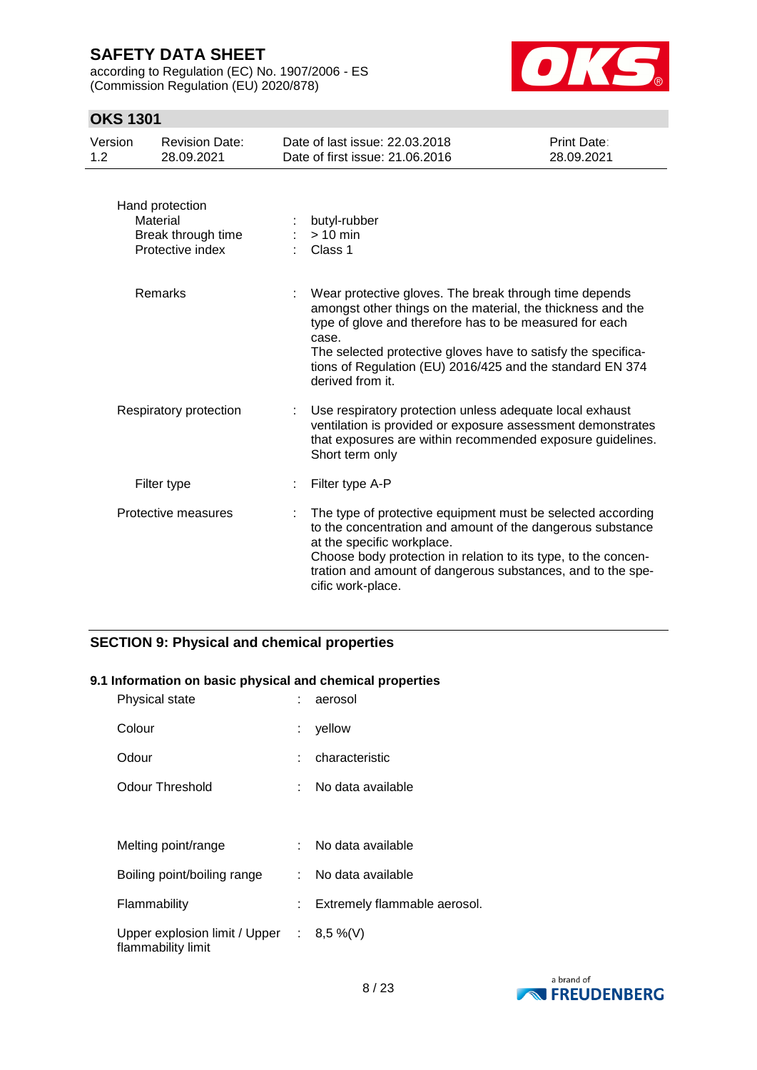| | | |
|---|---|---|
| Hand protection | | |
| Material | : | butyl-rubber |
| Break through time | : | > 10 min |
| Protective index | : | Class 1 |
| Remarks | : | Wear protective gloves. The break through time depends amongst other things on the material, the thickness and the type of glove and therefore has to be measured for each case. The selected protective gloves have to satisfy the specifications of Regulation (EU) 2016/425 and the standard EN 374 derived from it. |
| Respiratory protection | : | Use respiratory protection unless adequate local exhaust ventilation is provided or exposure assessment demonstrates that exposures are within recommended exposure guidelines. Short term only |
| Filter type | : | Filter type A-P |
| Protective measures | : | The type of protective equipment must be selected according to the concentration and amount of the dangerous substance at the specific workplace. Choose body protection in relation to its type, to the concentration and amount of dangerous substances, and to the specific work-place. |

## SECTION 9: Physical and chemical properties

### 9.1 Information on basic physical and chemical properties

| | | |
|---|---|---|
| Physical state | : | aerosol |
| Colour | : | yellow |
| Odour | : | characteristic |
| Odour Threshold | : | No data available |
| Melting point/range | : | No data available |
| Boiling point/boiling range | : | No data available |
| Flammability | : | Extremely flammable aerosol. |
| Upper explosion limit / Upper flammability limit | : | 8,5 %(V) |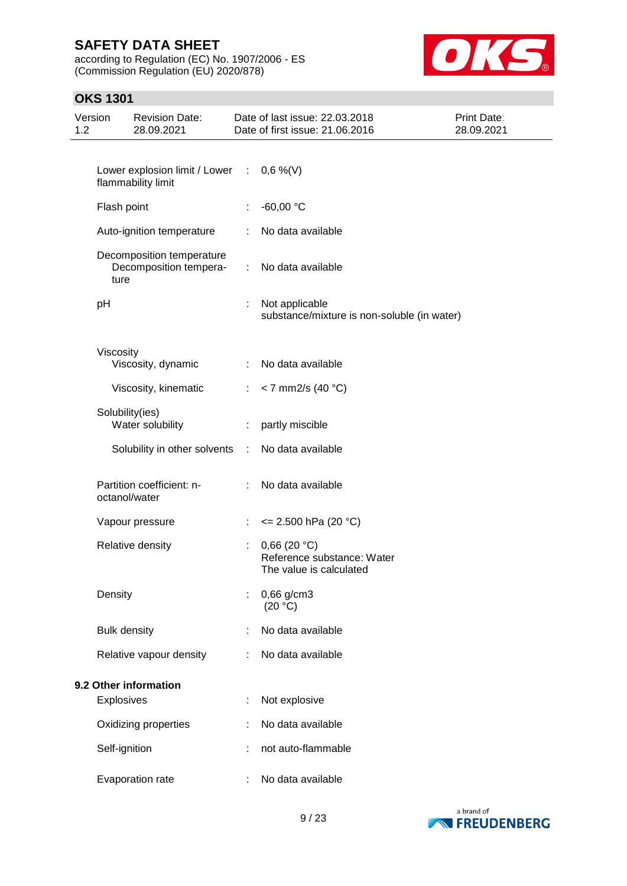| | | |
|---|---|---|
| Lower explosion limit / Lower flammability limit | : | 0,6 %(V) |
| Flash point | : | -60,00 °C |
| Auto-ignition temperature | : | No data available |
| Decomposition temperature<br>Decomposition temperature | : | No data available |
| pH | : | Not applicable<br>substance/mixture is non-soluble (in water) |
| Viscosity<br>Viscosity, dynamic | : | No data available |
| Viscosity, kinematic | : | < 7 mm2/s (40 °C) |
| Solubility(ies)<br>Water solubility | : | partly miscible |
| Solubility in other solvents | : | No data available |
| Partition coefficient: n-octanol/water | : | No data available |
| Vapour pressure | : | <= 2.500 hPa (20 °C) |
| Relative density | : | 0,66 (20 °C)<br>Reference substance: Water<br>The value is calculated |
| Density | : | 0,66 g/cm3<br>(20 °C) |
| Bulk density | : | No data available |
| Relative vapour density | : | No data available |

**9.2 Other information**

| | | |
|---|---|---|
| Explosives | : | Not explosive |
| Oxidizing properties | : | No data available |
| Self-ignition | : | not auto-flammable |
| Evaporation rate | : | No data available |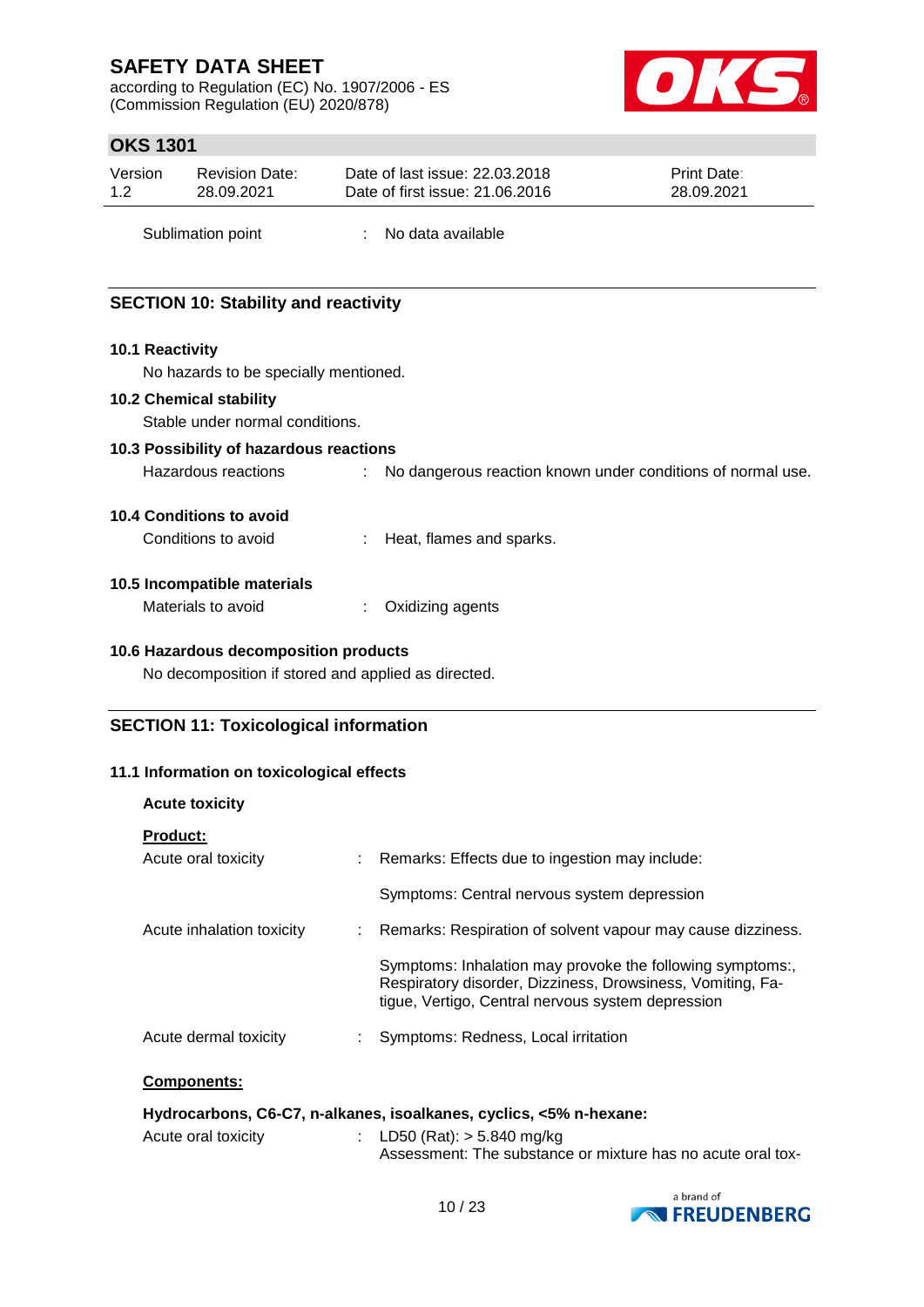| | | |
|---|---|---|
| Sublimation point | : | No data available |

## SECTION 10: Stability and reactivity

### 10.1 Reactivity

No hazards to be specially mentioned.

### 10.2 Chemical stability

Stable under normal conditions.

### 10.3 Possibility of hazardous reactions

| | | |
|---|---|---|
| Hazardous reactions | : | No dangerous reaction known under conditions of normal use. |

### 10.4 Conditions to avoid

| | | |
|---|---|---|
| Conditions to avoid | : | Heat, flames and sparks. |

### 10.5 Incompatible materials

| | | |
|---|---|---|
| Materials to avoid | : | Oxidizing agents |

### 10.6 Hazardous decomposition products

No decomposition if stored and applied as directed.

## SECTION 11: Toxicological information

### 11.1 Information on toxicological effects

**Acute toxicity**

**Product:**

| | | |
|---|---|---|
| Acute oral toxicity | : | Remarks: Effects due to ingestion may include:<br><br>Symptoms: Central nervous system depression |
| Acute inhalation toxicity | : | Remarks: Respiration of solvent vapour may cause dizziness.<br><br>Symptoms: Inhalation may provoke the following symptoms:, Respiratory disorder, Dizziness, Drowsiness, Vomiting, Fatigue, Vertigo, Central nervous system depression |
| Acute dermal toxicity | : | Symptoms: Redness, Local irritation |

**Components:**

**Hydrocarbons, C6-C7, n-alkanes, isoalkanes, cyclics, <5% n-hexane:**

| | | |
|---|---|---|
| Acute oral toxicity | : | LD50 (Rat): > 5.840 mg/kg<br>Assessment: The substance or mixture has no acute oral tox- |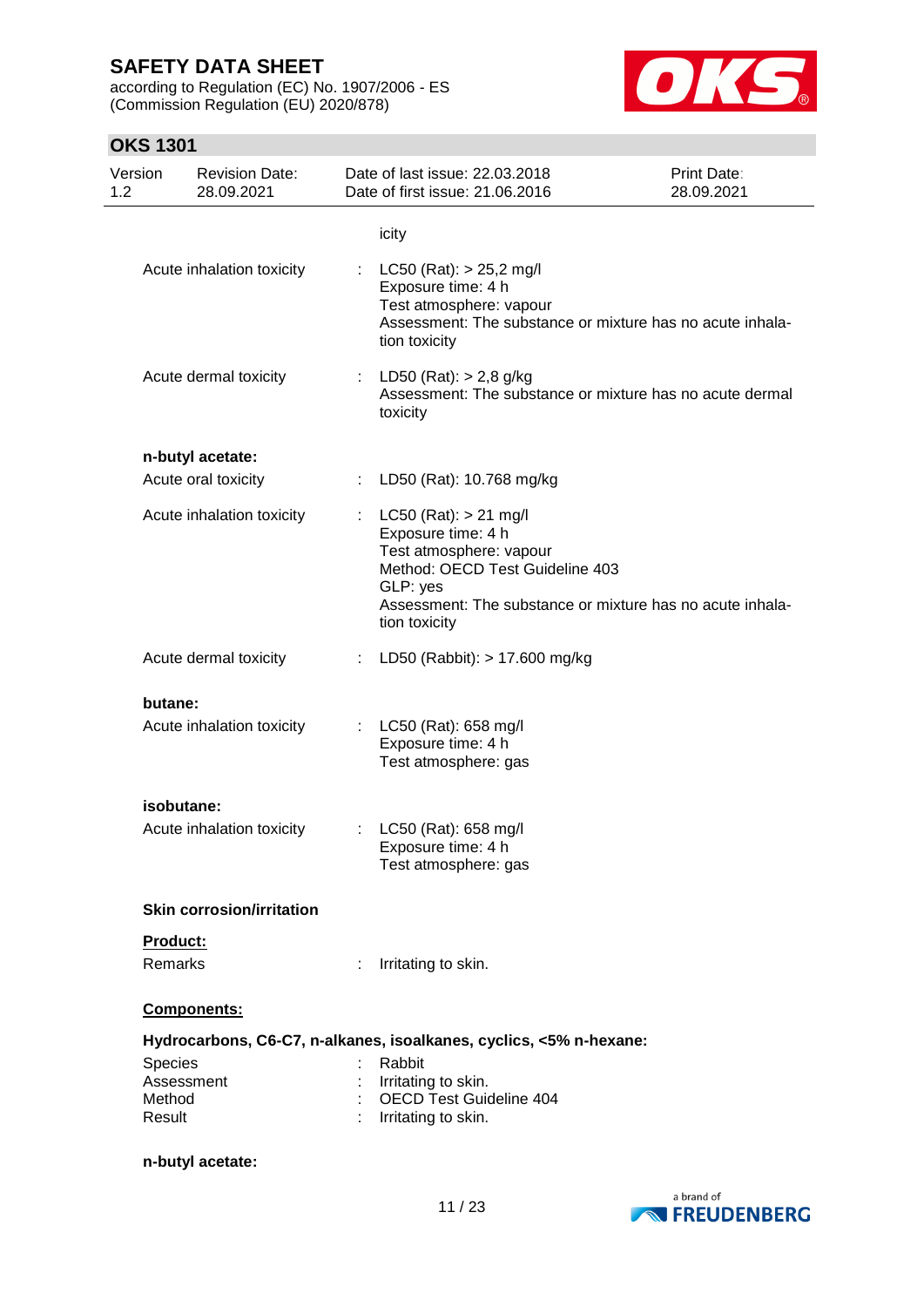icity

Acute inhalation toxicity : LC50 (Rat): > 25,2 mg/l
Exposure time: 4 h
Test atmosphere: vapour
Assessment: The substance or mixture has no acute inhalation toxicity

Acute dermal toxicity : LD50 (Rat): > 2,8 g/kg
Assessment: The substance or mixture has no acute dermal toxicity

**n-butyl acetate:**

Acute oral toxicity : LD50 (Rat): 10.768 mg/kg

Acute inhalation toxicity : LC50 (Rat): > 21 mg/l
Exposure time: 4 h
Test atmosphere: vapour
Method: OECD Test Guideline 403
GLP: yes
Assessment: The substance or mixture has no acute inhalation toxicity

Acute dermal toxicity : LD50 (Rabbit): > 17.600 mg/kg

**butane:**

Acute inhalation toxicity : LC50 (Rat): 658 mg/l
Exposure time: 4 h
Test atmosphere: gas

**isobutane:**

Acute inhalation toxicity : LC50 (Rat): 658 mg/l
Exposure time: 4 h
Test atmosphere: gas

**Skin corrosion/irritation**

**Product:**

Remarks : Irritating to skin.

**Components:**

**Hydrocarbons, C6-C7, n-alkanes, isoalkanes, cyclics, <5% n-hexane:**

Species : Rabbit
Assessment : Irritating to skin.
Method : OECD Test Guideline 404
Result : Irritating to skin.

**n-butyl acetate:**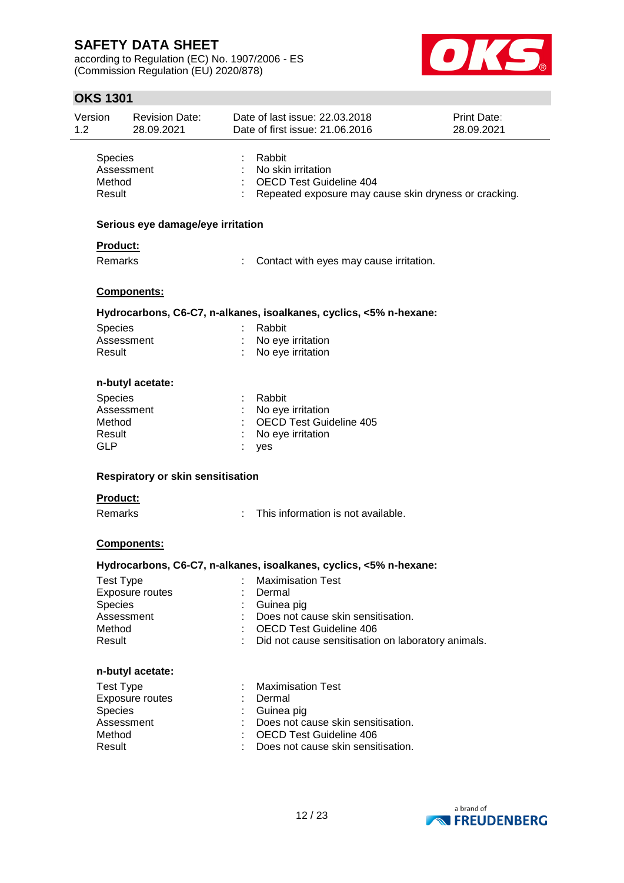| | | |
|---|---|---|
| Species | : | Rabbit |
| Assessment | : | No skin irritation |
| Method | : | OECD Test Guideline 404 |
| Result | : | Repeated exposure may cause skin dryness or cracking. |

**Serious eye damage/eye irritation**

**Product:**

| | | |
|---|---|---|
| Remarks | : | Contact with eyes may cause irritation. |

**Components:**

**Hydrocarbons, C6-C7, n-alkanes, isoalkanes, cyclics, <5% n-hexane:**

| | | |
|---|---|---|
| Species | : | Rabbit |
| Assessment | : | No eye irritation |
| Result | : | No eye irritation |

**n-butyl acetate:**

| | | |
|---|---|---|
| Species | : | Rabbit |
| Assessment | : | No eye irritation |
| Method | : | OECD Test Guideline 405 |
| Result | : | No eye irritation |
| GLP | : | yes |

**Respiratory or skin sensitisation**

**Product:**

| | | |
|---|---|---|
| Remarks | : | This information is not available. |

**Components:**

**Hydrocarbons, C6-C7, n-alkanes, isoalkanes, cyclics, <5% n-hexane:**

| | | |
|---|---|---|
| Test Type | : | Maximisation Test |
| Exposure routes | : | Dermal |
| Species | : | Guinea pig |
| Assessment | : | Does not cause skin sensitisation. |
| Method | : | OECD Test Guideline 406 |
| Result | : | Did not cause sensitisation on laboratory animals. |

**n-butyl acetate:**

| | | |
|---|---|---|
| Test Type | : | Maximisation Test |
| Exposure routes | : | Dermal |
| Species | : | Guinea pig |
| Assessment | : | Does not cause skin sensitisation. |
| Method | : | OECD Test Guideline 406 |
| Result | : | Does not cause skin sensitisation. |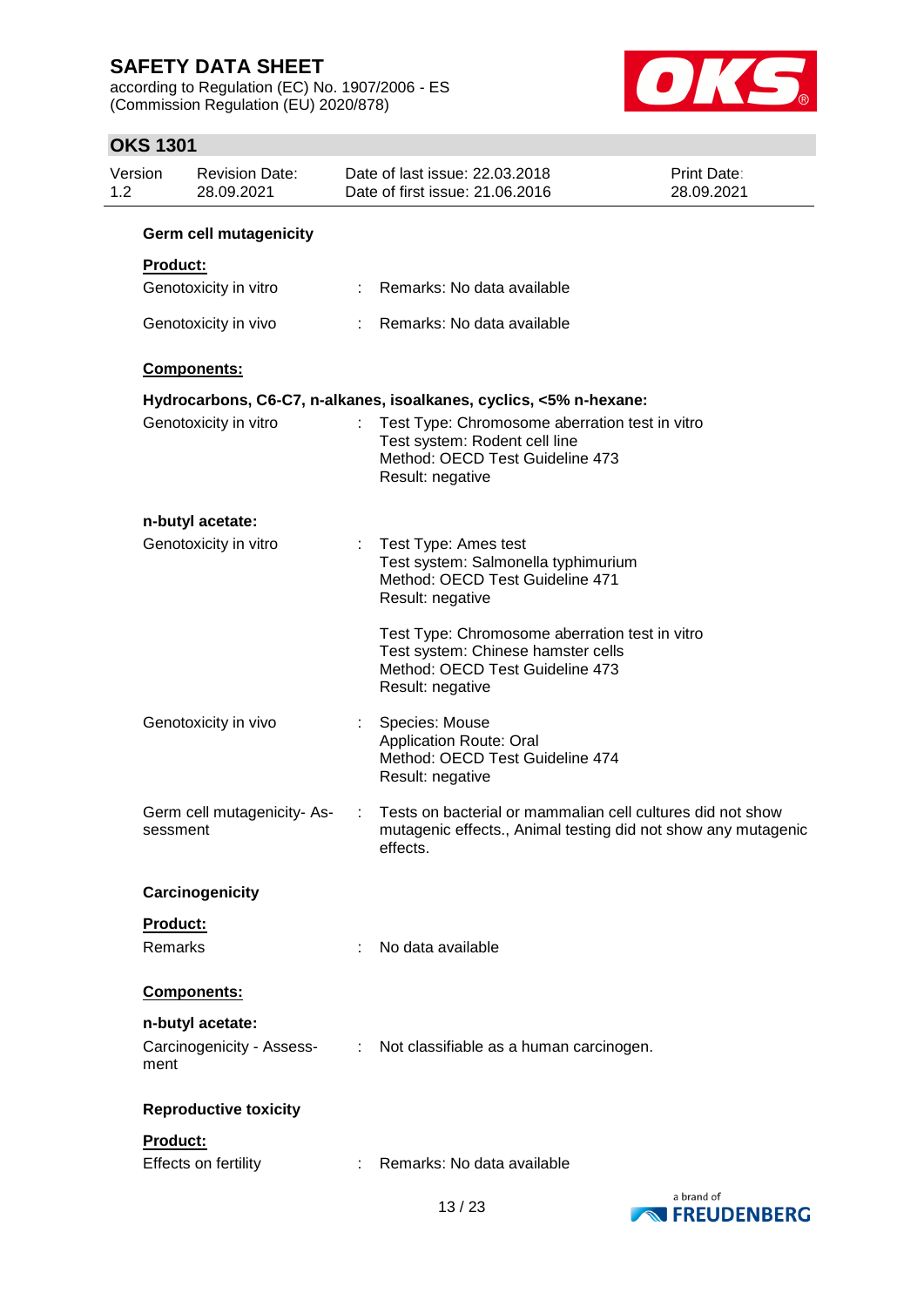**Germ cell mutagenicity**

**Product:**

| | | |
|---|---|---|
| Genotoxicity in vitro | : | Remarks: No data available |
| Genotoxicity in vivo | : | Remarks: No data available |

**Components:**

**Hydrocarbons, C6-C7, n-alkanes, isoalkanes, cyclics, <5% n-hexane:**

| | | |
|---|---|---|
| Genotoxicity in vitro | : | Test Type: Chromosome aberration test in vitro<br>Test system: Rodent cell line<br>Method: OECD Test Guideline 473<br>Result: negative |

**n-butyl acetate:**

| | | |
|---|---|---|
| Genotoxicity in vitro | : | Test Type: Ames test<br>Test system: Salmonella typhimurium<br>Method: OECD Test Guideline 471<br>Result: negative<br><br>Test Type: Chromosome aberration test in vitro<br>Test system: Chinese hamster cells<br>Method: OECD Test Guideline 473<br>Result: negative |
| Genotoxicity in vivo | : | Species: Mouse<br>Application Route: Oral<br>Method: OECD Test Guideline 474<br>Result: negative |
| Germ cell mutagenicity- Assessment | : | Tests on bacterial or mammalian cell cultures did not show mutagenic effects., Animal testing did not show any mutagenic effects. |

**Carcinogenicity**

**Product:**

| | | |
|---|---|---|
| Remarks | : | No data available |

**Components:**

**n-butyl acetate:**

| | | |
|---|---|---|
| Carcinogenicity - Assessment | : | Not classifiable as a human carcinogen. |

**Reproductive toxicity**

**Product:**

| | | |
|---|---|---|
| Effects on fertility | : | Remarks: No data available |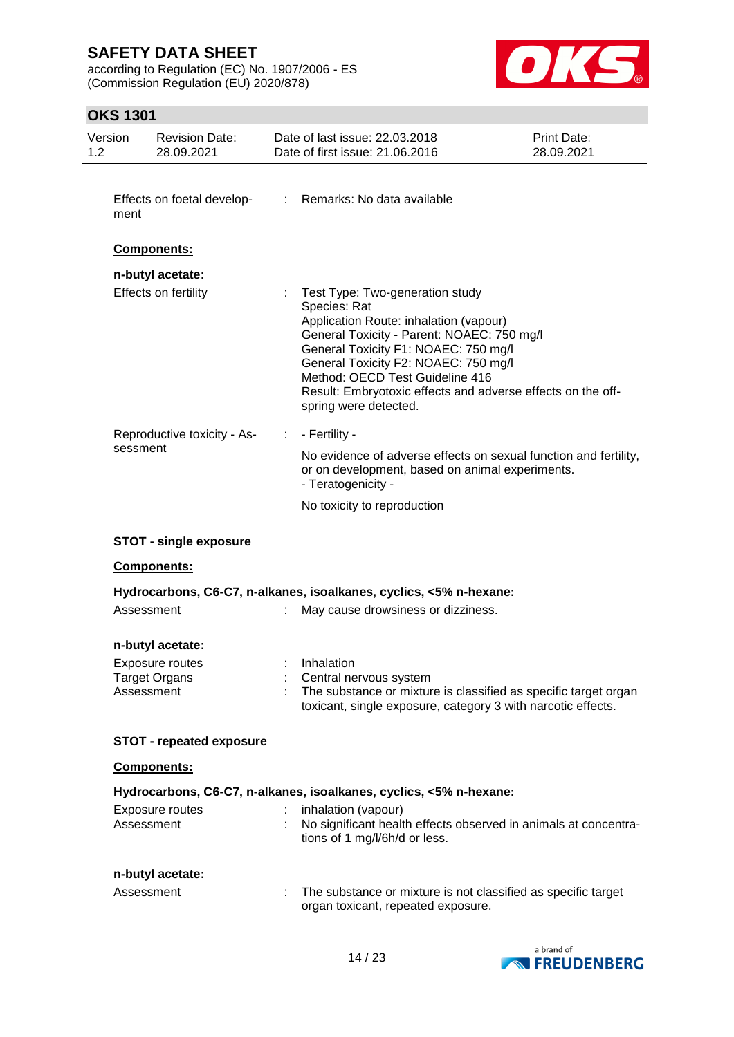Effects on foetal development : Remarks: No data available

**Components:**

**n-butyl acetate:**

Effects on fertility : Test Type: Two-generation study
Species: Rat
Application Route: inhalation (vapour)
General Toxicity - Parent: NOAEC: 750 mg/l
General Toxicity F1: NOAEC: 750 mg/l
General Toxicity F2: NOAEC: 750 mg/l
Method: OECD Test Guideline 416
Result: Embryotoxic effects and adverse effects on the offspring were detected.

Reproductive toxicity - Assessment : - Fertility -

No evidence of adverse effects on sexual function and fertility, or on development, based on animal experiments.
- Teratogenicity -

No toxicity to reproduction

**STOT - single exposure**

**Components:**

**Hydrocarbons, C6-C7, n-alkanes, isoalkanes, cyclics, <5% n-hexane:**

Assessment : May cause drowsiness or dizziness.

**n-butyl acetate:**

Exposure routes : Inhalation
Target Organs : Central nervous system
Assessment : The substance or mixture is classified as specific target organ toxicant, single exposure, category 3 with narcotic effects.

**STOT - repeated exposure**

**Components:**

**Hydrocarbons, C6-C7, n-alkanes, isoalkanes, cyclics, <5% n-hexane:**

Exposure routes : inhalation (vapour)
Assessment : No significant health effects observed in animals at concentrations of 1 mg/l/6h/d or less.

**n-butyl acetate:**

Assessment : The substance or mixture is not classified as specific target organ toxicant, repeated exposure.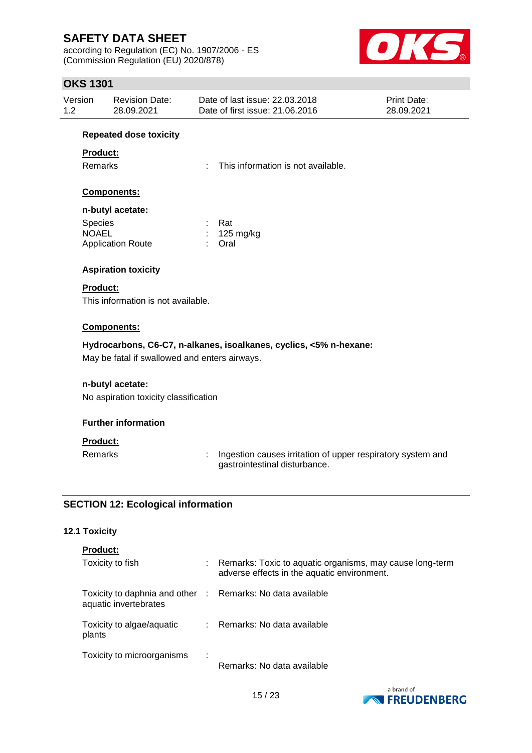**Repeated dose toxicity**

**Product:**

Remarks : This information is not available.

**Components:**

**n-butyl acetate:**

Species : Rat
NOAEL : 125 mg/kg
Application Route : Oral

**Aspiration toxicity**

**Product:**

This information is not available.

**Components:**

**Hydrocarbons, C6-C7, n-alkanes, isoalkanes, cyclics, <5% n-hexane:**

May be fatal if swallowed and enters airways.

**n-butyl acetate:**

No aspiration toxicity classification

**Further information**

**Product:**

Remarks : Ingestion causes irritation of upper respiratory system and gastrointestinal disturbance.

## SECTION 12: Ecological information

### 12.1 Toxicity

**Product:**

Toxicity to fish : Remarks: Toxic to aquatic organisms, may cause long-term adverse effects in the aquatic environment.

Toxicity to daphnia and other aquatic invertebrates : Remarks: No data available

Toxicity to algae/aquatic plants : Remarks: No data available

Toxicity to microorganisms : Remarks: No data available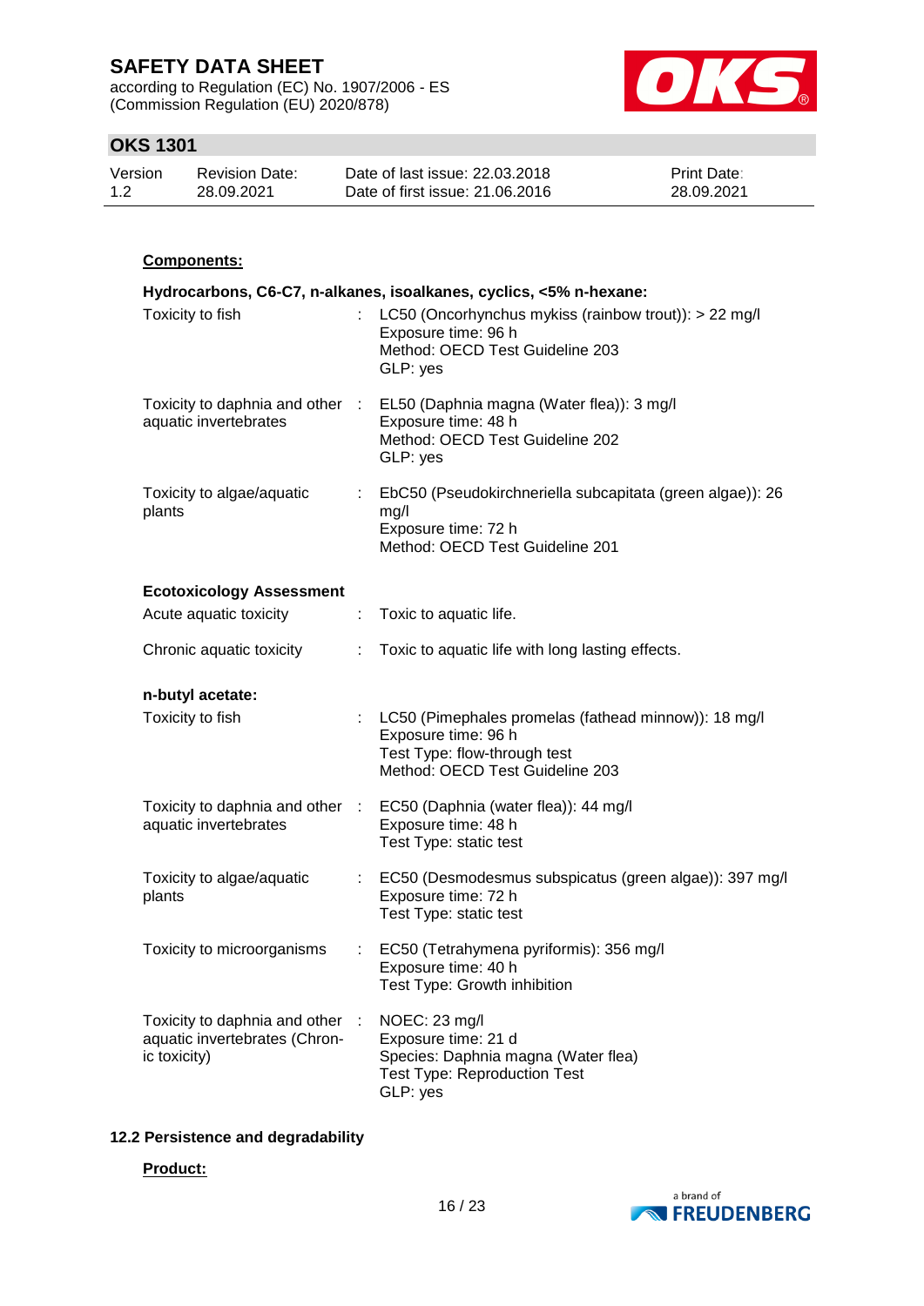**Components:**

**Hydrocarbons, C6-C7, n-alkanes, isoalkanes, cyclics, <5% n-hexane:**

| | | |
|---|---|---|
| Toxicity to fish | : | LC50 (Oncorhynchus mykiss (rainbow trout)): > 22 mg/l<br>Exposure time: 96 h<br>Method: OECD Test Guideline 203<br>GLP: yes |
| Toxicity to daphnia and other aquatic invertebrates | : | EL50 (Daphnia magna (Water flea)): 3 mg/l<br>Exposure time: 48 h<br>Method: OECD Test Guideline 202<br>GLP: yes |
| Toxicity to algae/aquatic plants | : | EbC50 (Pseudokirchneriella subcapitata (green algae)): 26 mg/l<br>Exposure time: 72 h<br>Method: OECD Test Guideline 201 |

**Ecotoxicology Assessment**

| | | |
|---|---|---|
| Acute aquatic toxicity | : | Toxic to aquatic life. |
| Chronic aquatic toxicity | : | Toxic to aquatic life with long lasting effects. |

**n-butyl acetate:**

| | | |
|---|---|---|
| Toxicity to fish | : | LC50 (Pimephales promelas (fathead minnow)): 18 mg/l<br>Exposure time: 96 h<br>Test Type: flow-through test<br>Method: OECD Test Guideline 203 |
| Toxicity to daphnia and other aquatic invertebrates | : | EC50 (Daphnia (water flea)): 44 mg/l<br>Exposure time: 48 h<br>Test Type: static test |
| Toxicity to algae/aquatic plants | : | EC50 (Desmodesmus subspicatus (green algae)): 397 mg/l<br>Exposure time: 72 h<br>Test Type: static test |
| Toxicity to microorganisms | : | EC50 (Tetrahymena pyriformis): 356 mg/l<br>Exposure time: 40 h<br>Test Type: Growth inhibition |
| Toxicity to daphnia and other aquatic invertebrates (Chronic toxicity) | : | NOEC: 23 mg/l<br>Exposure time: 21 d<br>Species: Daphnia magna (Water flea)<br>Test Type: Reproduction Test<br>GLP: yes |

### 12.2 Persistence and degradability

**Product:**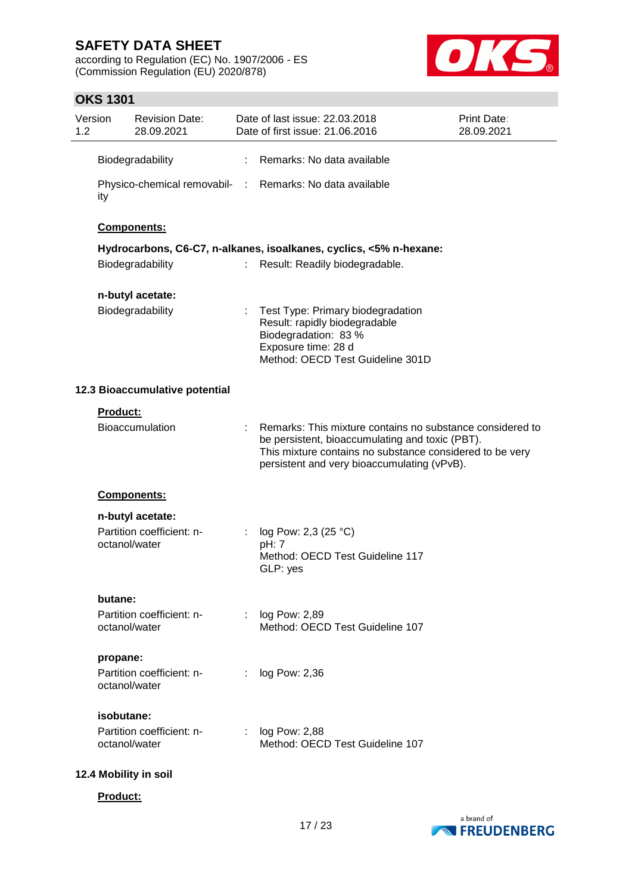Biodegradability : Remarks: No data available

Physico-chemical removability : Remarks: No data available

**Components:**

**Hydrocarbons, C6-C7, n-alkanes, isoalkanes, cyclics, <5% n-hexane:**

Biodegradability : Result: Readily biodegradable.

**n-butyl acetate:**

Biodegradability : Test Type: Primary biodegradation
Result: rapidly biodegradable
Biodegradation: 83 %
Exposure time: 28 d
Method: OECD Test Guideline 301D

**12.3 Bioaccumulative potential**

**Product:**

Bioaccumulation : Remarks: This mixture contains no substance considered to be persistent, bioaccumulating and toxic (PBT).
This mixture contains no substance considered to be very persistent and very bioaccumulating (vPvB).

**Components:**

**n-butyl acetate:**

Partition coefficient: n-octanol/water : log Pow: 2,3 (25 °C)
pH: 7
Method: OECD Test Guideline 117
GLP: yes

**butane:**

Partition coefficient: n-octanol/water : log Pow: 2,89
Method: OECD Test Guideline 107

**propane:**

Partition coefficient: n-octanol/water : log Pow: 2,36

**isobutane:**

Partition coefficient: n-octanol/water : log Pow: 2,88
Method: OECD Test Guideline 107

**12.4 Mobility in soil**

**Product:**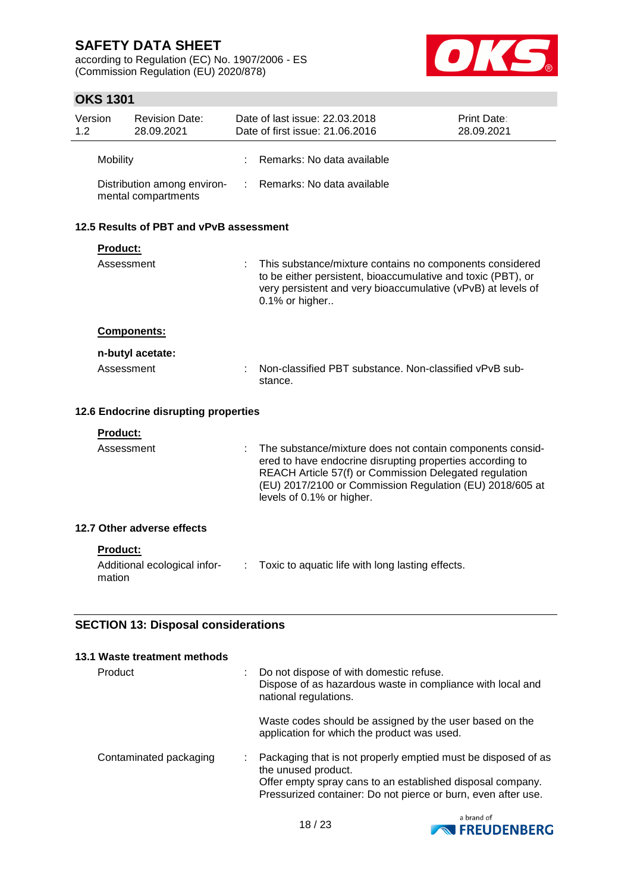Mobility : Remarks: No data available

Distribution among environmental compartments : Remarks: No data available

### 12.5 Results of PBT and vPvB assessment

**Product:**

Assessment : This substance/mixture contains no components considered to be either persistent, bioaccumulative and toxic (PBT), or very persistent and very bioaccumulative (vPvB) at levels of 0.1% or higher..

**Components:**

**n-butyl acetate:**

Assessment : Non-classified PBT substance. Non-classified vPvB substance.

### 12.6 Endocrine disrupting properties

**Product:**

Assessment : The substance/mixture does not contain components considered to have endocrine disrupting properties according to REACH Article 57(f) or Commission Delegated regulation (EU) 2017/2100 or Commission Regulation (EU) 2018/605 at levels of 0.1% or higher.

### 12.7 Other adverse effects

**Product:**

Additional ecological information : Toxic to aquatic life with long lasting effects.

## SECTION 13: Disposal considerations

### 13.1 Waste treatment methods

Product : Do not dispose of with domestic refuse.
Dispose of as hazardous waste in compliance with local and national regulations.

Waste codes should be assigned by the user based on the application for which the product was used.

Contaminated packaging : Packaging that is not properly emptied must be disposed of as the unused product.
Offer empty spray cans to an established disposal company.
Pressurized container: Do not pierce or burn, even after use.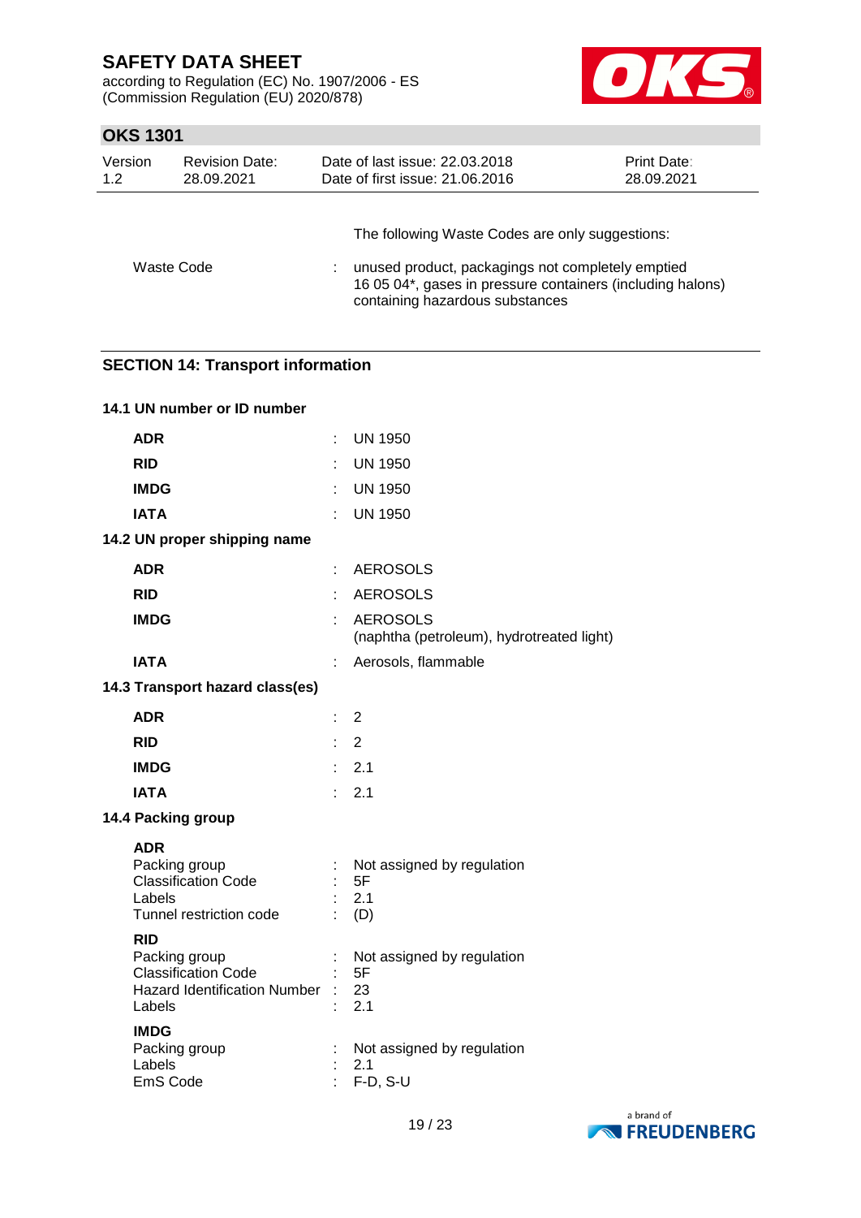The following Waste Codes are only suggestions:

| | | |
|---|---|---|
| Waste Code | : | unused product, packagings not completely emptied<br>16 05 04*, gases in pressure containers (including halons) containing hazardous substances |

## SECTION 14: Transport information

### 14.1 UN number or ID number

| | | |
|---|---|---|
| **ADR** | : | UN 1950 |
| **RID** | : | UN 1950 |
| **IMDG** | : | UN 1950 |
| **IATA** | : | UN 1950 |

### 14.2 UN proper shipping name

| | | |
|---|---|---|
| **ADR** | : | AEROSOLS |
| **RID** | : | AEROSOLS |
| **IMDG** | : | AEROSOLS<br>(naphtha (petroleum), hydrotreated light) |
| **IATA** | : | Aerosols, flammable |

### 14.3 Transport hazard class(es)

| | | |
|---|---|---|
| **ADR** | : | 2 |
| **RID** | : | 2 |
| **IMDG** | : | 2.1 |
| **IATA** | : | 2.1 |

### 14.4 Packing group

**ADR**

| | | |
|---|---|---|
| Packing group | : | Not assigned by regulation |
| Classification Code | : | 5F |
| Labels | : | 2.1 |
| Tunnel restriction code | : | (D) |

**RID**

| | | |
|---|---|---|
| Packing group | : | Not assigned by regulation |
| Classification Code | : | 5F |
| Hazard Identification Number | : | 23 |
| Labels | : | 2.1 |

**IMDG**

| | | |
|---|---|---|
| Packing group | : | Not assigned by regulation |
| Labels | : | 2.1 |
| EmS Code | : | F-D, S-U |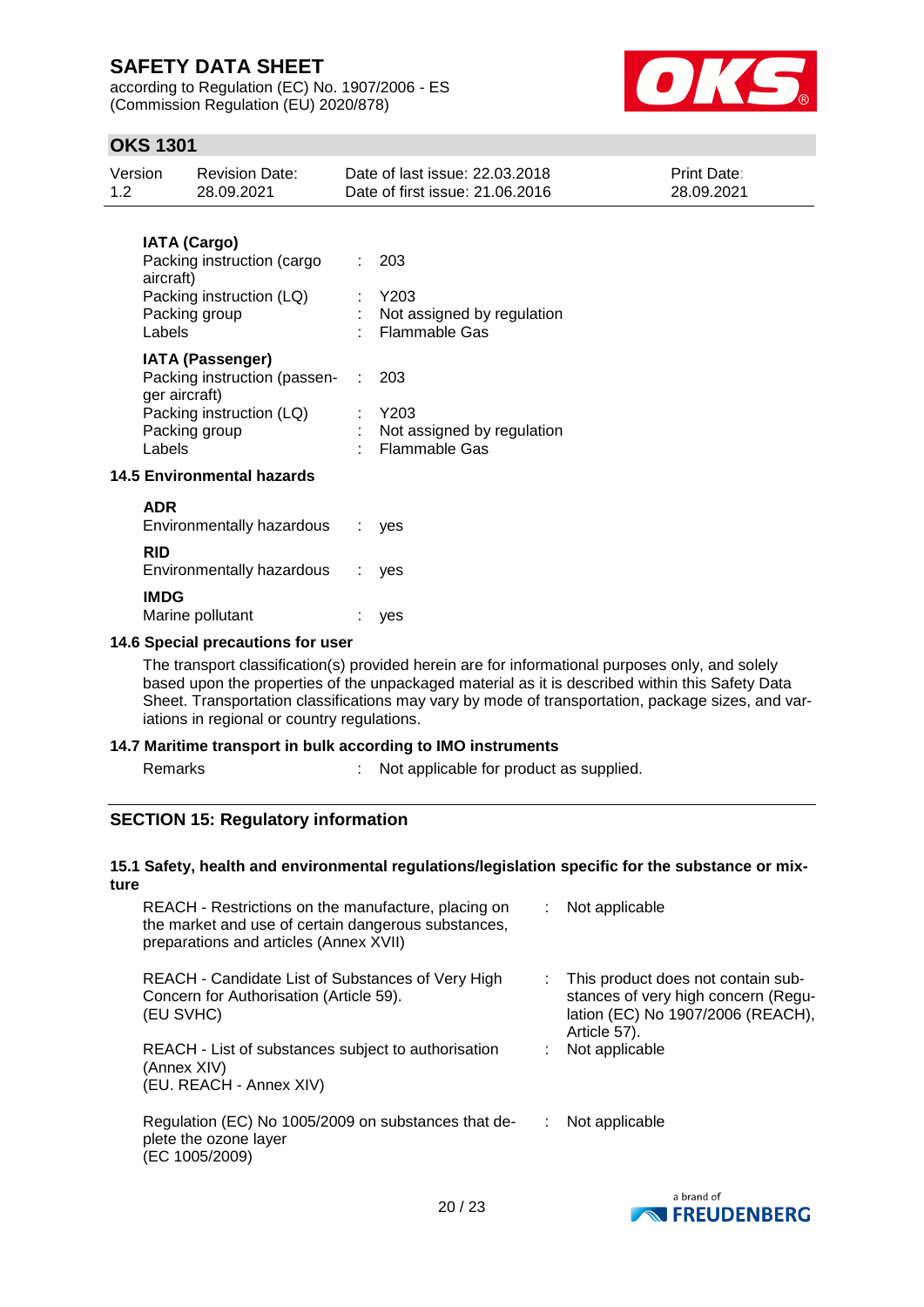**IATA (Cargo)**

| | | |
|---|---|---|
| Packing instruction (cargo aircraft) | : | 203 |
| Packing instruction (LQ) | : | Y203 |
| Packing group | : | Not assigned by regulation |
| Labels | : | Flammable Gas |

**IATA (Passenger)**

| | | |
|---|---|---|
| Packing instruction (passenger aircraft) | : | 203 |
| Packing instruction (LQ) | : | Y203 |
| Packing group | : | Not assigned by regulation |
| Labels | : | Flammable Gas |

### 14.5 Environmental hazards

**ADR**

Environmentally hazardous : yes

**RID**

Environmentally hazardous : yes

**IMDG**

Marine pollutant : yes

### 14.6 Special precautions for user

The transport classification(s) provided herein are for informational purposes only, and solely based upon the properties of the unpackaged material as it is described within this Safety Data Sheet. Transportation classifications may vary by mode of transportation, package sizes, and variations in regional or country regulations.

### 14.7 Maritime transport in bulk according to IMO instruments

Remarks : Not applicable for product as supplied.

## SECTION 15: Regulatory information

### 15.1 Safety, health and environmental regulations/legislation specific for the substance or mixture

| | | |
|---|---|---|
| REACH - Restrictions on the manufacture, placing on the market and use of certain dangerous substances, preparations and articles (Annex XVII) | : | Not applicable |
| REACH - Candidate List of Substances of Very High Concern for Authorisation (Article 59). (EU SVHC) | : | This product does not contain substances of very high concern (Regulation (EC) No 1907/2006 (REACH), Article 57). |
| REACH - List of substances subject to authorisation (Annex XIV) (EU. REACH - Annex XIV) | : | Not applicable |
| Regulation (EC) No 1005/2009 on substances that deplete the ozone layer (EC 1005/2009) | : | Not applicable |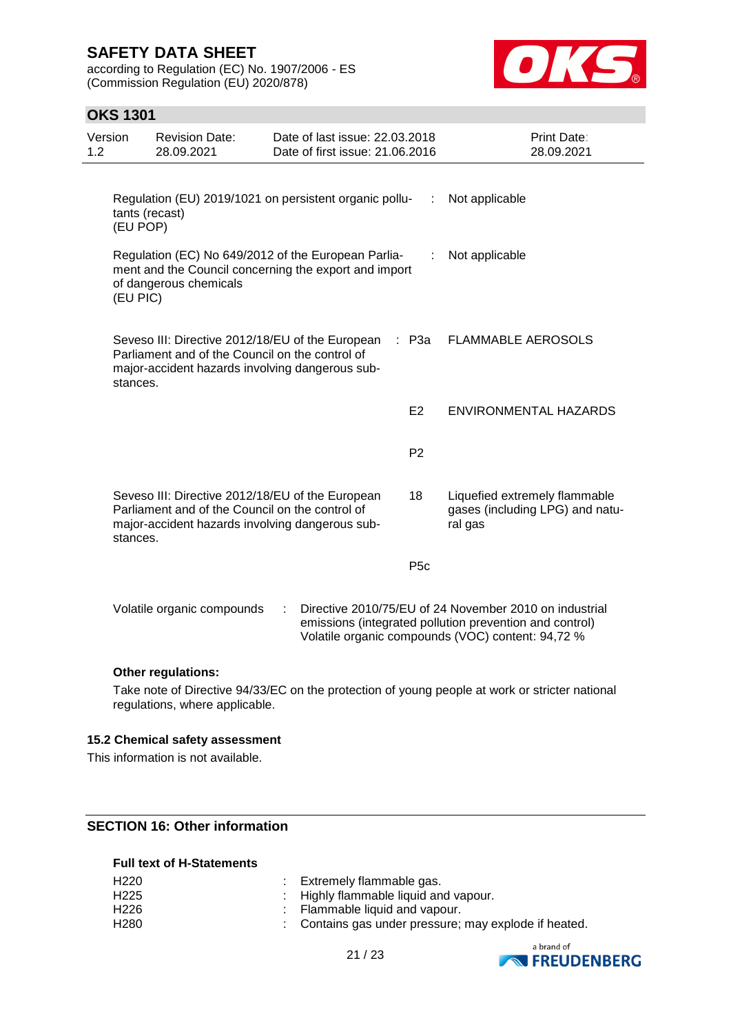| | | | |
|---|---|---|---|
| Regulation (EU) 2019/1021 on persistent organic pollutants (recast) (EU POP) | : | | Not applicable |
| Regulation (EC) No 649/2012 of the European Parliament and the Council concerning the export and import of dangerous chemicals (EU PIC) | : | | Not applicable |
| Seveso III: Directive 2012/18/EU of the European Parliament and the Council on the control of major-accident hazards involving dangerous substances. | : | P3a | FLAMMABLE AEROSOLS |
| | | E2 | ENVIRONMENTAL HAZARDS |
| | | P2 | |
| Seveso III: Directive 2012/18/EU of the European Parliament and the Council on the control of major-accident hazards involving dangerous substances. | | 18 | Liquefied extremely flammable gases (including LPG) and natural gas |
| | | P5c | |

Volatile organic compounds : Directive 2010/75/EU of 24 November 2010 on industrial emissions (integrated pollution prevention and control)
Volatile organic compounds (VOC) content: 94,72 %

**Other regulations:**

Take note of Directive 94/33/EC on the protection of young people at work or stricter national regulations, where applicable.

### 15.2 Chemical safety assessment

This information is not available.

## SECTION 16: Other information

**Full text of H-Statements**

| | |
|---|---|
| H220 | : Extremely flammable gas. |
| H225 | : Highly flammable liquid and vapour. |
| H226 | : Flammable liquid and vapour. |
| H280 | : Contains gas under pressure; may explode if heated. |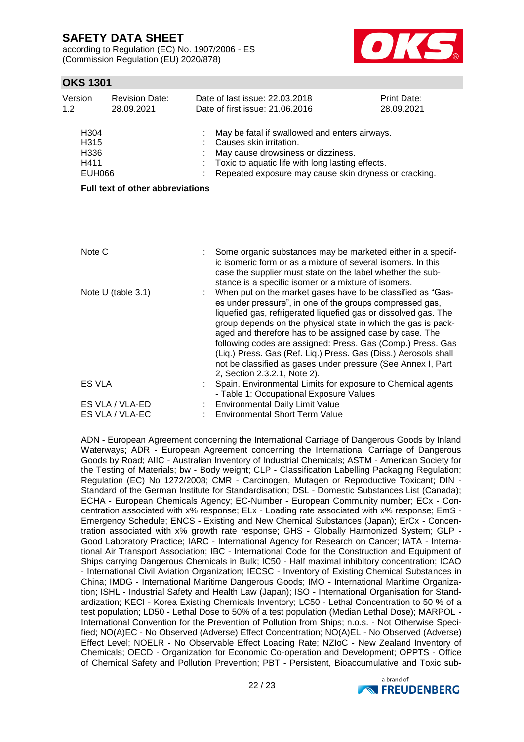| | | |
|---|---|---|
| H304 | : | May be fatal if swallowed and enters airways. |
| H315 | : | Causes skin irritation. |
| H336 | : | May cause drowsiness or dizziness. |
| H411 | : | Toxic to aquatic life with long lasting effects. |
| EUH066 | : | Repeated exposure may cause skin dryness or cracking. |

**Full text of other abbreviations**

| | | |
|---|---|---|
| Note C | : | Some organic substances may be marketed either in a specific isomeric form or as a mixture of several isomers. In this case the supplier must state on the label whether the substance is a specific isomer or a mixture of isomers. |
| Note U (table 3.1) | : | When put on the market gases have to be classified as "Gases under pressure", in one of the groups compressed gas, liquefied gas, refrigerated liquefied gas or dissolved gas. The group depends on the physical state in which the gas is packaged and therefore has to be assigned case by case. The following codes are assigned: Press. Gas (Comp.) Press. Gas (Liq.) Press. Gas (Ref. Liq.) Press. Gas (Diss.) Aerosols shall not be classified as gases under pressure (See Annex I, Part 2, Section 2.3.2.1, Note 2). |
| ES VLA | : | Spain. Environmental Limits for exposure to Chemical agents - Table 1: Occupational Exposure Values |
| ES VLA / VLA-ED | : | Environmental Daily Limit Value |
| ES VLA / VLA-EC | : | Environmental Short Term Value |

ADN - European Agreement concerning the International Carriage of Dangerous Goods by Inland Waterways; ADR - European Agreement concerning the International Carriage of Dangerous Goods by Road; AIIC - Australian Inventory of Industrial Chemicals; ASTM - American Society for the Testing of Materials; bw - Body weight; CLP - Classification Labelling Packaging Regulation; Regulation (EC) No 1272/2008; CMR - Carcinogen, Mutagen or Reproductive Toxicant; DIN - Standard of the German Institute for Standardisation; DSL - Domestic Substances List (Canada); ECHA - European Chemicals Agency; EC-Number - European Community number; ECx - Concentration associated with x% response; ELx - Loading rate associated with x% response; EmS - Emergency Schedule; ENCS - Existing and New Chemical Substances (Japan); ErCx - Concentration associated with x% growth rate response; GHS - Globally Harmonized System; GLP - Good Laboratory Practice; IARC - International Agency for Research on Cancer; IATA - International Air Transport Association; IBC - International Code for the Construction and Equipment of Ships carrying Dangerous Chemicals in Bulk; IC50 - Half maximal inhibitory concentration; ICAO - International Civil Aviation Organization; IECSC - Inventory of Existing Chemical Substances in China; IMDG - International Maritime Dangerous Goods; IMO - International Maritime Organization; ISHL - Industrial Safety and Health Law (Japan); ISO - International Organisation for Standardization; KECI - Korea Existing Chemicals Inventory; LC50 - Lethal Concentration to 50 % of a test population; LD50 - Lethal Dose to 50% of a test population (Median Lethal Dose); MARPOL - International Convention for the Prevention of Pollution from Ships; n.o.s. - Not Otherwise Specified; NO(A)EC - No Observed (Adverse) Effect Concentration; NO(A)EL - No Observed (Adverse) Effect Level; NOELR - No Observable Effect Loading Rate; NZIoC - New Zealand Inventory of Chemicals; OECD - Organization for Economic Co-operation and Development; OPPTS - Office of Chemical Safety and Pollution Prevention; PBT - Persistent, Bioaccumulative and Toxic sub-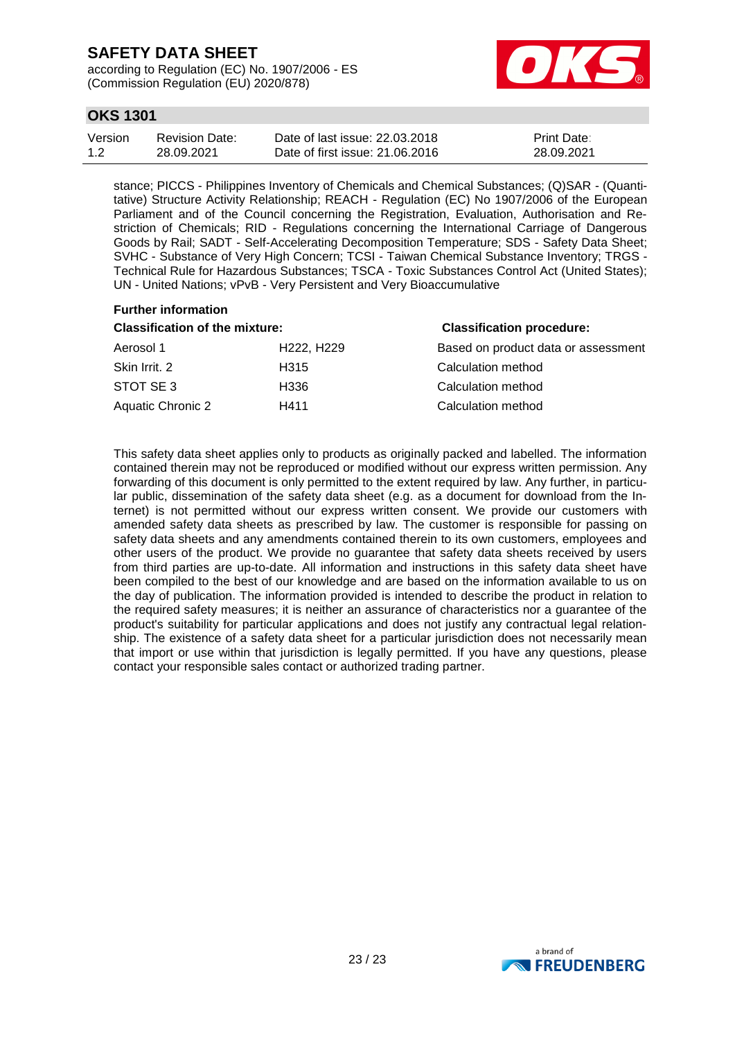stance; PICCS - Philippines Inventory of Chemicals and Chemical Substances; (Q)SAR - (Quantitative) Structure Activity Relationship; REACH - Regulation (EC) No 1907/2006 of the European Parliament and of the Council concerning the Registration, Evaluation, Authorisation and Restriction of Chemicals; RID - Regulations concerning the International Carriage of Dangerous Goods by Rail; SADT - Self-Accelerating Decomposition Temperature; SDS - Safety Data Sheet; SVHC - Substance of Very High Concern; TCSI - Taiwan Chemical Substance Inventory; TRGS - Technical Rule for Hazardous Substances; TSCA - Toxic Substances Control Act (United States); UN - United Nations; vPvB - Very Persistent and Very Bioaccumulative

**Further information**

| Classification of the mixture: | | Classification procedure: |
|---|---|---|
| Aerosol 1 | H222, H229 | Based on product data or assessment |
| Skin Irrit. 2 | H315 | Calculation method |
| STOT SE 3 | H336 | Calculation method |
| Aquatic Chronic 2 | H411 | Calculation method |

This safety data sheet applies only to products as originally packed and labelled. The information contained therein may not be reproduced or modified without our express written permission. Any forwarding of this document is only permitted to the extent required by law. Any further, in particular public, dissemination of the safety data sheet (e.g. as a document for download from the Internet) is not permitted without our express written consent. We provide our customers with amended safety data sheets as prescribed by law. The customer is responsible for passing on safety data sheets and any amendments contained therein to its own customers, employees and other users of the product. We provide no guarantee that safety data sheets received by users from third parties are up-to-date. All information and instructions in this safety data sheet have been compiled to the best of our knowledge and are based on the information available to us on the day of publication. The information provided is intended to describe the product in relation to the required safety measures; it is neither an assurance of characteristics nor a guarantee of the product's suitability for particular applications and does not justify any contractual legal relationship. The existence of a safety data sheet for a particular jurisdiction does not necessarily mean that import or use within that jurisdiction is legally permitted. If you have any questions, please contact your responsible sales contact or authorized trading partner.